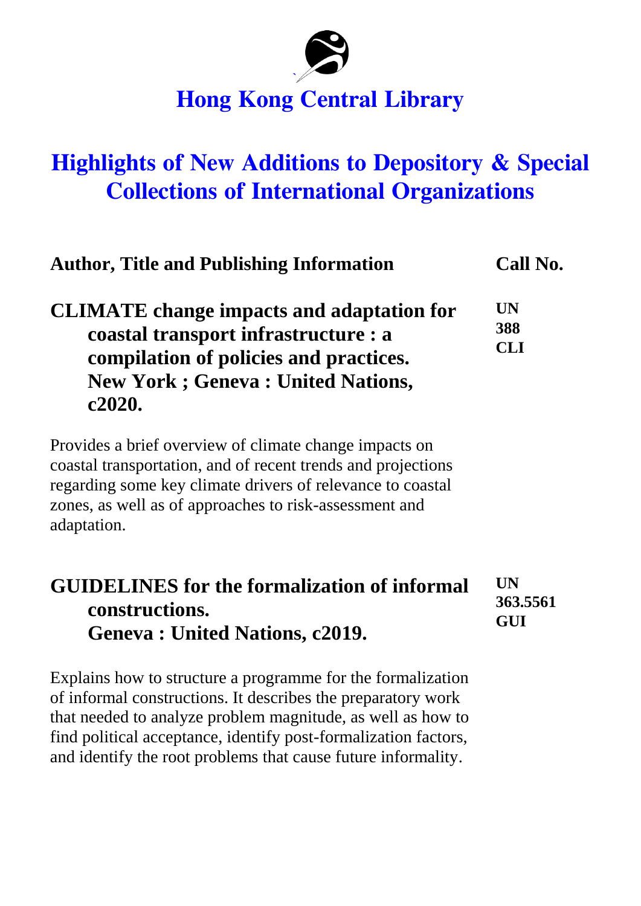# Hong Kong Central Library

## Highlights of New Additions to Depository & Special Collections of International Organizations

| Author, Title and Publishing Information | Call No. |
|---|---|
| **CLIMATE change impacts and adaptation for coastal transport infrastructure : a compilation of policies and practices. New York ; Geneva : United Nations, c2020.** | **UN 388 CLI** |

Provides a brief overview of climate change impacts on coastal transportation, and of recent trends and projections regarding some key climate drivers of relevance to coastal zones, as well as of approaches to risk-assessment and adaptation.

| Author, Title and Publishing Information | Call No. |
|---|---|
| **GUIDELINES for the formalization of informal constructions. Geneva : United Nations, c2019.** | **UN 363.5561 GUI** |

Explains how to structure a programme for the formalization of informal constructions. It describes the preparatory work that needed to analyze problem magnitude, as well as how to find political acceptance, identify post-formalization factors, and identify the root problems that cause future informality.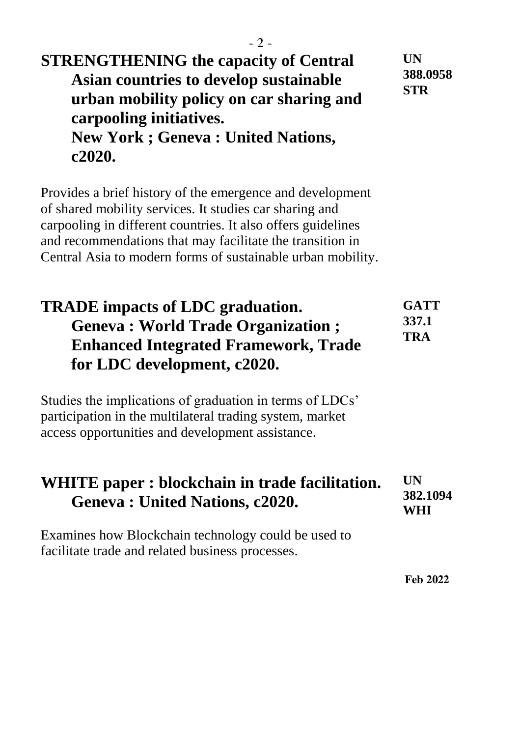**STRENGTHENING the capacity of Central Asian countries to develop sustainable urban mobility policy on car sharing and carpooling initiatives.**
**New York ; Geneva : United Nations, c2020.**

**UN**
**388.0958**
**STR**

Provides a brief history of the emergence and development of shared mobility services. It studies car sharing and carpooling in different countries. It also offers guidelines and recommendations that may facilitate the transition in Central Asia to modern forms of sustainable urban mobility.

**TRADE impacts of LDC graduation.**
**Geneva : World Trade Organization ; Enhanced Integrated Framework, Trade for LDC development, c2020.**

**GATT**
**337.1**
**TRA**

Studies the implications of graduation in terms of LDCs' participation in the multilateral trading system, market access opportunities and development assistance.

**WHITE paper : blockchain in trade facilitation.**
**Geneva : United Nations, c2020.**

**UN**
**382.1094**
**WHI**

Examines how Blockchain technology could be used to facilitate trade and related business processes.

**Feb 2022**